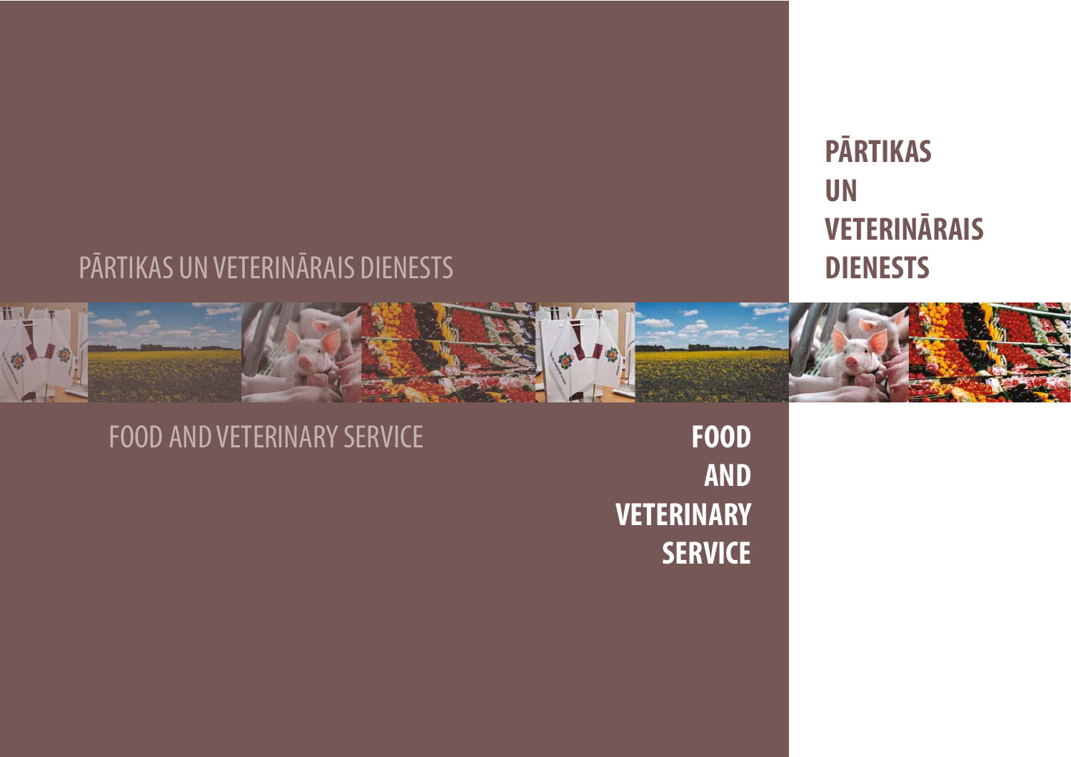# PĀRTIKAS UN VETERINĀRAIS DIENESTS

PĀRTIKAS UN VETERINĀRAIS DIENESTS

FOOD AND VETERINARY SERVICE

# FOOD AND VETERINARY SERVICE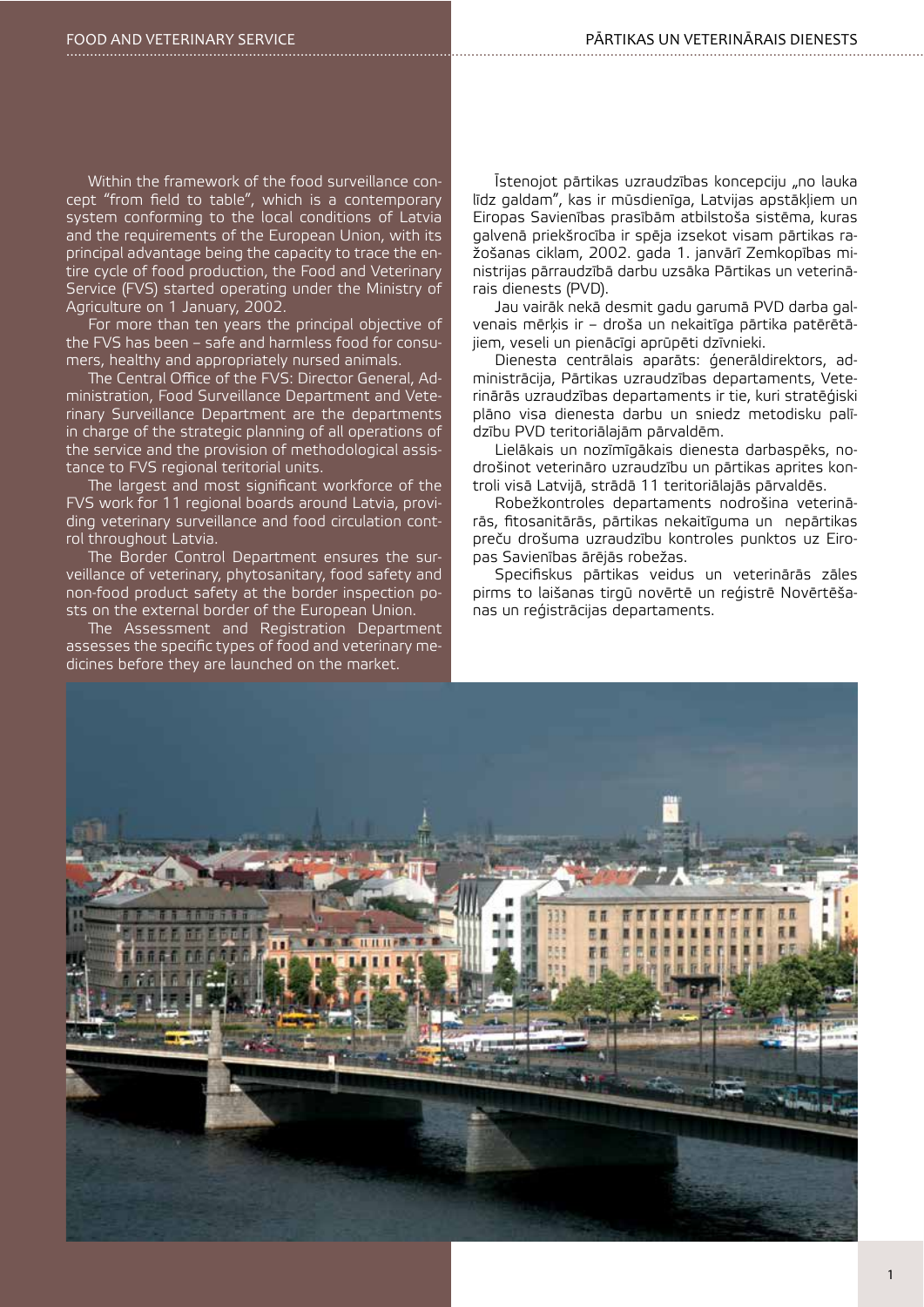Within the framework of the food surveillance concept "from field to table", which is a contemporary system conforming to the local conditions of Latvia and the requirements of the European Union, with its principal advantage being the capacity to trace the entire cycle of food production, the Food and Veterinary Service (FVS) started operating under the Ministry of Agriculture on 1 January, 2002.

For more than ten years the principal objective of the FVS has been – safe and harmless food for consumers, healthy and appropriately nursed animals.

The Central Office of the FVS: Director General, Administration, Food Surveillance Department and Veterinary Surveillance Department are the departments in charge of the strategic planning of all operations of the service and the provision of methodological assistance to FVS regional teritorial units.

The largest and most significant workforce of the FVS work for 11 regional boards around Latvia, providing veterinary surveillance and food circulation control throughout Latvia.

The Border Control Department ensures the surveillance of veterinary, phytosanitary, food safety and non-food product safety at the border inspection posts on the external border of the European Union.

The Assessment and Registration Department assesses the specific types of food and veterinary medicines before they are launched on the market.

Īstenojot pārtikas uzraudzības koncepciju „no lauka līdz galdam", kas ir mūsdienīga, Latvijas apstākļiem un Eiropas Savienības prasībām atbilstoša sistēma, kuras galvenā priekšrocība ir spēja izsekot visam pārtikas ražošanas ciklam, 2002. gada 1. janvārī Zemkopības ministrijas pārraudzībā darbu uzsāka Pārtikas un veterinārais dienests (PVD).

Jau vairāk nekā desmit gadu garumā PVD darba galvenais mērķis ir – droša un nekaitīga pārtika patērētājiem, veseli un pienācīgi aprūpēti dzīvnieki.

Dienesta centrālais aparāts: ģenerāldirektors, administrācija, Pārtikas uzraudzības departaments, Veterinārās uzraudzības departaments ir tie, kuri stratēģiski plāno visa dienesta darbu un sniedz metodisku palīdzību PVD teritoriālajām pārvaldēm.

Lielākais un nozīmīgākais dienesta darbaspēks, nodrošinot veterināro uzraudzību un pārtikas aprites kontroli visā Latvijā, strādā 11 teritoriālajās pārvaldēs.

Robežkontroles departaments nodrošina veterinārās, fitosanitārās, pārtikas nekaitīguma un nepārtikas preču drošuma uzraudzību kontroles punktos uz Eiropas Savienības ārējās robežas.

Specifiskus pārtikas veidus un veterinārās zāles pirms to laišanas tirgū novērtē un reģistrē Novērtēšanas un reģistrācijas departaments.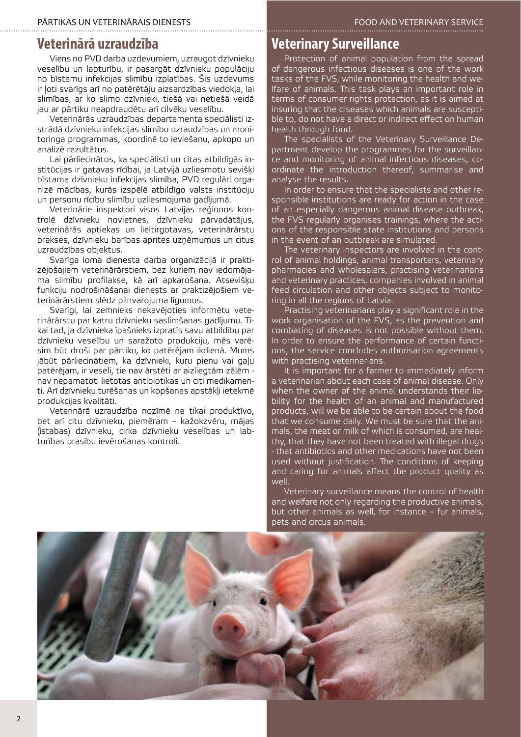## Veterinārā uzraudzība

Viens no PVD darba uzdevumiem, uzraugot dzīvnieku veselību un labturību, ir pasargāt dzīvnieku populāciju no bīstamu infekcijas slimību izplatības. Šis uzdevums ir ļoti svarīgs arī no patērētāju aizsardzības viedokļa, lai slimības, ar ko slimo dzīvnieki, tiešā vai netiešā veidā jau ar pārtiku neapdraudētu arī cilvēku veselību.

Veterinārās uzraudzības departamenta speciālisti izstrādā dzīvnieku infekcijas slimību uzraudzības un monitoringa programmas, koordinē to ieviešanu, apkopo un analizē rezultātus.

Lai pārliecinātos, ka speciālisti un citas atbildīgās institūcijas ir gatavas rīcībai, ja Latvijā uzliesmotu sevišķi bīstama dzīvnieku infekcijas slimība, PVD regulāri organizē mācības, kurās izspēlē atbildīgo valsts institūciju un personu rīcību slimību uzliesmojuma gadījumā.

Veterinārie inspektori visos Latvijas reģionos kontrolē dzīvnieku novietnes, dzīvnieku pārvadātājus, veterinārās aptiekas un lieltirgotavas, veterinārārstu prakses, dzīvnieku barības aprites uzņēmumus un citus uzraudzības objektus.

Svarīga loma dienesta darba organizācijā ir praktizējošajiem veterinārārstiem, bez kuriem nav iedomājama slimību profilakse, kā arī apkarošana. Atsevišķu funkciju nodrošināšanai dienests ar praktizējošiem veterinārārstiem slēdz pilnvarojuma līgumus.

Svarīgi, lai zemnieks nekavējoties informētu veterinārārstu par katru dzīvnieku saslimšanas gadījumu. Tikai tad, ja dzīvnieka īpašnieks izpratīs savu atbildību par dzīvnieku veselību un saražoto produkciju, mēs varēsim būt droši par pārtiku, ko patērējam ikdienā. Mums jābūt pārliecinātiem, ka dzīvnieki, kuru pienu vai gaļu patērējam, ir veseli, tie nav ārstēti ar aizliegtām zālēm - nav nepamatoti lietotas antibiotikas un citi medikamenti. Arī dzīvnieku turēšanas un kopšanas apstākļi ietekmē produkcijas kvalitāti.

Veterinārā uzraudzība nozīmē ne tikai produktīvo, bet arī citu dzīvnieku, piemēram – kažokzvēru, mājas (istabas) dzīvnieku, cirka dzīvnieku veselības un labturības prasību ievērošanas kontroli.

## Veterinary Surveillance

Protection of animal population from the spread of dangerous infectious diseases is one of the work tasks of the FVS, while monitoring the health and welfare of animals. This task plays an important role in terms of consumer rights protection, as it is aimed at insuring that the diseases which animals are susceptible to, do not have a direct or indirect effect on human health through food.

The specialists of the Veterinary Surveillance Department develop the programmes for the surveillance and monitoring of animal infectious diseases, coordinate the introduction thereof, summarise and analyse the results.

In order to ensure that the specialists and other responsible institutions are ready for action in the case of an especially dangerous animal disease outbreak, the FVS regularly organises trainings, where the actions of the responsible state institutions and persons in the event of an outbreak are simulated.

The veterinary inspectors are involved in the control of animal holdings, animal transporters, veterinary pharmacies and wholesalers, practising veterinarians and veterinary practices, companies involved in animal feed circulation and other objects subject to monitoring in all the regions of Latvia.

Practising veterinarians play a significant role in the work organisation of the FVS, as the prevention and combating of diseases is not possible without them. In order to ensure the performance of certain functions, the service concludes authorisation agreements with practising veterinarians.

It is important for a farmer to immediately inform a veterinarian about each case of animal disease. Only when the owner of the animal understands their liability for the health of an animal and manufactured products, will we be able to be certain about the food that we consume daily. We must be sure that the animals, the meat or milk of which is consumed, are healthy, that they have not been treated with illegal drugs - that antibiotics and other medications have not been used without justification. The conditions of keeping and caring for animals affect the product quality as well.

Veterinary surveillance means the control of health and welfare not only regarding the productive animals, but other animals as well, for instance – fur animals, pets and circus animals.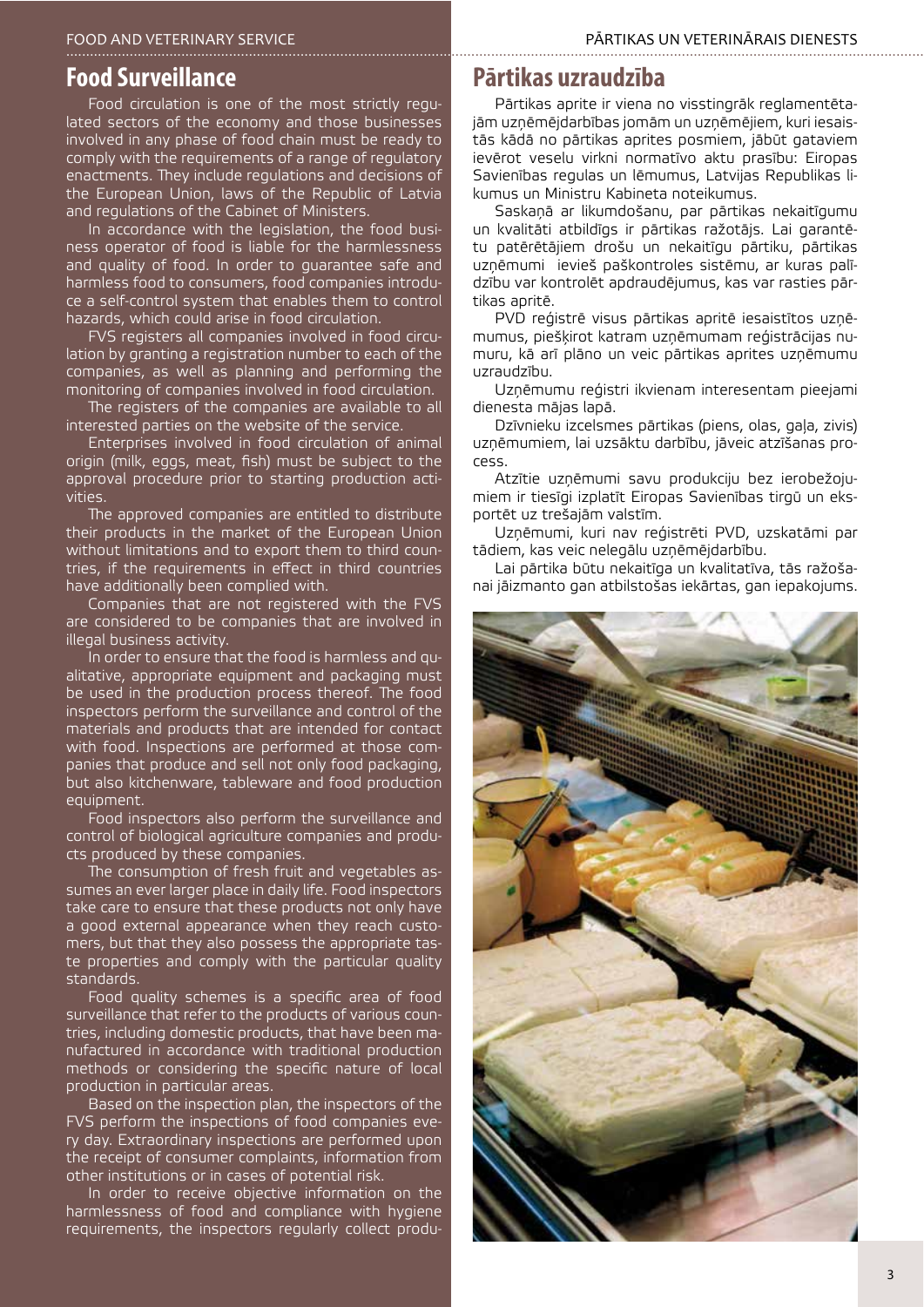## Food Surveillance

Food circulation is one of the most strictly regulated sectors of the economy and those businesses involved in any phase of food chain must be ready to comply with the requirements of a range of regulatory enactments. They include regulations and decisions of the European Union, laws of the Republic of Latvia and regulations of the Cabinet of Ministers.

In accordance with the legislation, the food business operator of food is liable for the harmlessness and quality of food. In order to guarantee safe and harmless food to consumers, food companies introduce a self-control system that enables them to control hazards, which could arise in food circulation.

FVS registers all companies involved in food circulation by granting a registration number to each of the companies, as well as planning and performing the monitoring of companies involved in food circulation.

The registers of the companies are available to all interested parties on the website of the service.

Enterprises involved in food circulation of animal origin (milk, eggs, meat, fish) must be subject to the approval procedure prior to starting production activities.

The approved companies are entitled to distribute their products in the market of the European Union without limitations and to export them to third countries, if the requirements in effect in third countries have additionally been complied with.

Companies that are not registered with the FVS are considered to be companies that are involved in illegal business activity.

In order to ensure that the food is harmless and qualitative, appropriate equipment and packaging must be used in the production process thereof. The food inspectors perform the surveillance and control of the materials and products that are intended for contact with food. Inspections are performed at those companies that produce and sell not only food packaging, but also kitchenware, tableware and food production equipment.

Food inspectors also perform the surveillance and control of biological agriculture companies and products produced by these companies.

The consumption of fresh fruit and vegetables assumes an ever larger place in daily life. Food inspectors take care to ensure that these products not only have a good external appearance when they reach customers, but that they also possess the appropriate taste properties and comply with the particular quality standards.

Food quality schemes is a specific area of food surveillance that refer to the products of various countries, including domestic products, that have been manufactured in accordance with traditional production methods or considering the specific nature of local production in particular areas.

Based on the inspection plan, the inspectors of the FVS perform the inspections of food companies every day. Extraordinary inspections are performed upon the receipt of consumer complaints, information from other institutions or in cases of potential risk.

In order to receive objective information on the harmlessness of food and compliance with hygiene requirements, the inspectors regularly collect produ-

## Pārtikas uzraudzība

Pārtikas aprite ir viena no visstingrāk reglamentētajām uzņēmējdarbības jomām un uzņēmējiem, kuri iesaistās kādā no pārtikas aprites posmiem, jābūt gataviem ievērot veselu virkni normatīvo aktu prasību: Eiropas Savienības regulas un lēmumus, Latvijas Republikas likumus un Ministru Kabineta noteikumus.

Saskaņā ar likumdošanu, par pārtikas nekaitīgumu un kvalitāti atbildīgs ir pārtikas ražotājs. Lai garantētu patērētājiem drošu un nekaitīgu pārtiku, pārtikas uzņēmumi ievieš paškontroles sistēmu, ar kuras palīdzību var kontrolēt apdraudējumus, kas var rasties pārtikas apritē.

PVD reģistrē visus pārtikas apritē iesaistītos uzņēmumus, piešķirot katram uzņēmumam reģistrācijas numuru, kā arī plāno un veic pārtikas aprites uzņēmumu uzraudzību.

Uzņēmumu reģistri ikvienam interesentam pieejami dienesta mājas lapā.

Dzīvnieku izcelsmes pārtikas (piens, olas, gaļa, zivis) uzņēmumiem, lai uzsāktu darbību, jāveic atzīšanas process.

Atzītie uzņēmumi savu produkciju bez ierobežojumiem ir tiesīgi izplatīt Eiropas Savienības tirgū un eksportēt uz trešajām valstīm.

Uzņēmumi, kuri nav reģistrēti PVD, uzskatāmi par tādiem, kas veic nelegālu uzņēmējdarbību.

Lai pārtika būtu nekaitīga un kvalitatīva, tās ražošanai jāizmanto gan atbilstošas iekārtas, gan iepakojums.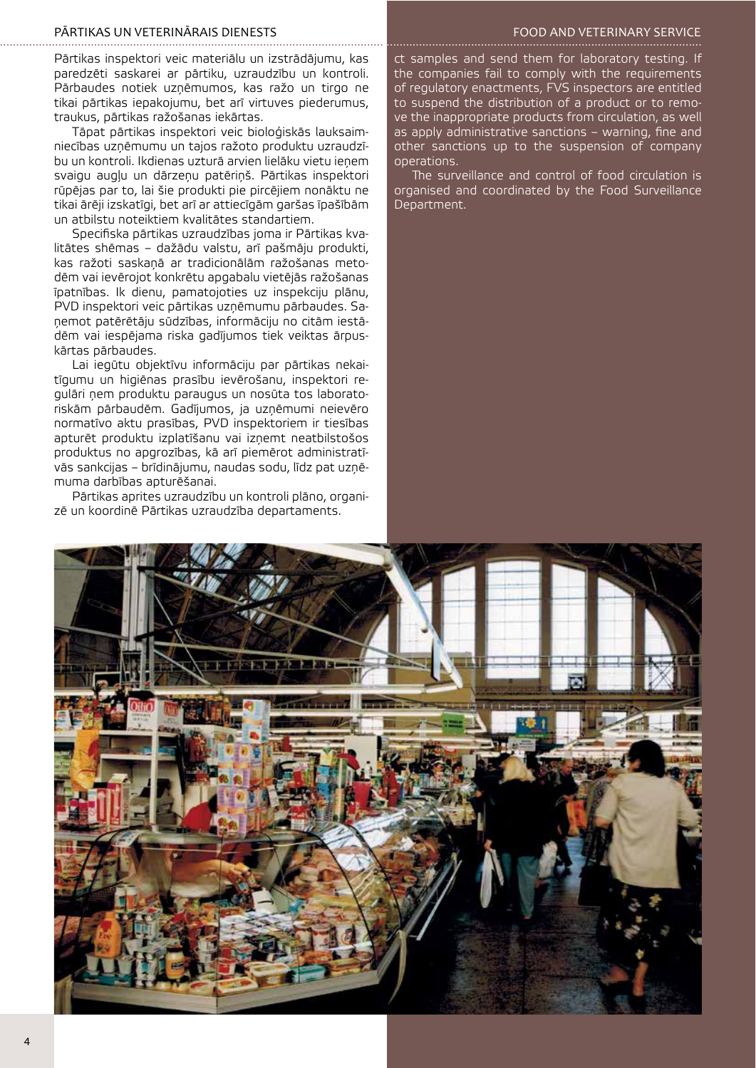Pārtikas inspektori veic materiālu un izstrādājumu, kas paredzēti saskarei ar pārtiku, uzraudzību un kontroli. Pārbaudes notiek uzņēmumos, kas ražo un tirgo ne tikai pārtikas iepakojumu, bet arī virtuves piederumus, traukus, pārtikas ražošanas iekārtas.

Tāpat pārtikas inspektori veic bioloģiskās lauksaimniecības uzņēmumu un tajos ražoto produktu uzraudzību un kontroli. Ikdienas uzturā arvien lielāku vietu ieņem svaigu augļu un dārzeņu patēriņš. Pārtikas inspektori rūpējas par to, lai šie produkti pie pircējiem nonāktu ne tikai ārēji izskatīgi, bet arī ar attiecīgām garšas īpašībām un atbilstu noteiktiem kvalitātes standartiem.

Specifiska pārtikas uzraudzības joma ir Pārtikas kvalitātes shēmas – dažādu valstu, arī pašmāju produkti, kas ražoti saskaņā ar tradicionālām ražošanas metodēm vai ievērojot konkrētu apgabalu vietējās ražošanas īpatnības. Ik dienu, pamatojoties uz inspekciju plānu, PVD inspektori veic pārtikas uzņēmumu pārbaudes. Saņemot patērētāju sūdzības, informāciju no citām iestādēm vai iespējama riska gadījumos tiek veiktas ārpuskārtas pārbaudes.

Lai iegūtu objektīvu informāciju par pārtikas nekaitīgumu un higiēnas prasību ievērošanu, inspektori regulāri ņem produktu paraugus un nosūta tos laboratoriskām pārbaudēm. Gadījumos, ja uzņēmumi neievēro normatīvo aktu prasības, PVD inspektoriem ir tiesības apturēt produktu izplatīšanu vai izņemt neatbilstošos produktus no apgrozības, kā arī piemērot administratīvās sankcijas – brīdinājumu, naudas sodu, līdz pat uzņēmuma darbības apturēšanai.

Pārtikas aprites uzraudzību un kontroli plāno, organizē un koordinē Pārtikas uzraudzība departaments.

ct samples and send them for laboratory testing. If the companies fail to comply with the requirements of regulatory enactments, FVS inspectors are entitled to suspend the distribution of a product or to remove the inappropriate products from circulation, as well as apply administrative sanctions – warning, fine and other sanctions up to the suspension of company operations.

The surveillance and control of food circulation is organised and coordinated by the Food Surveillance Department.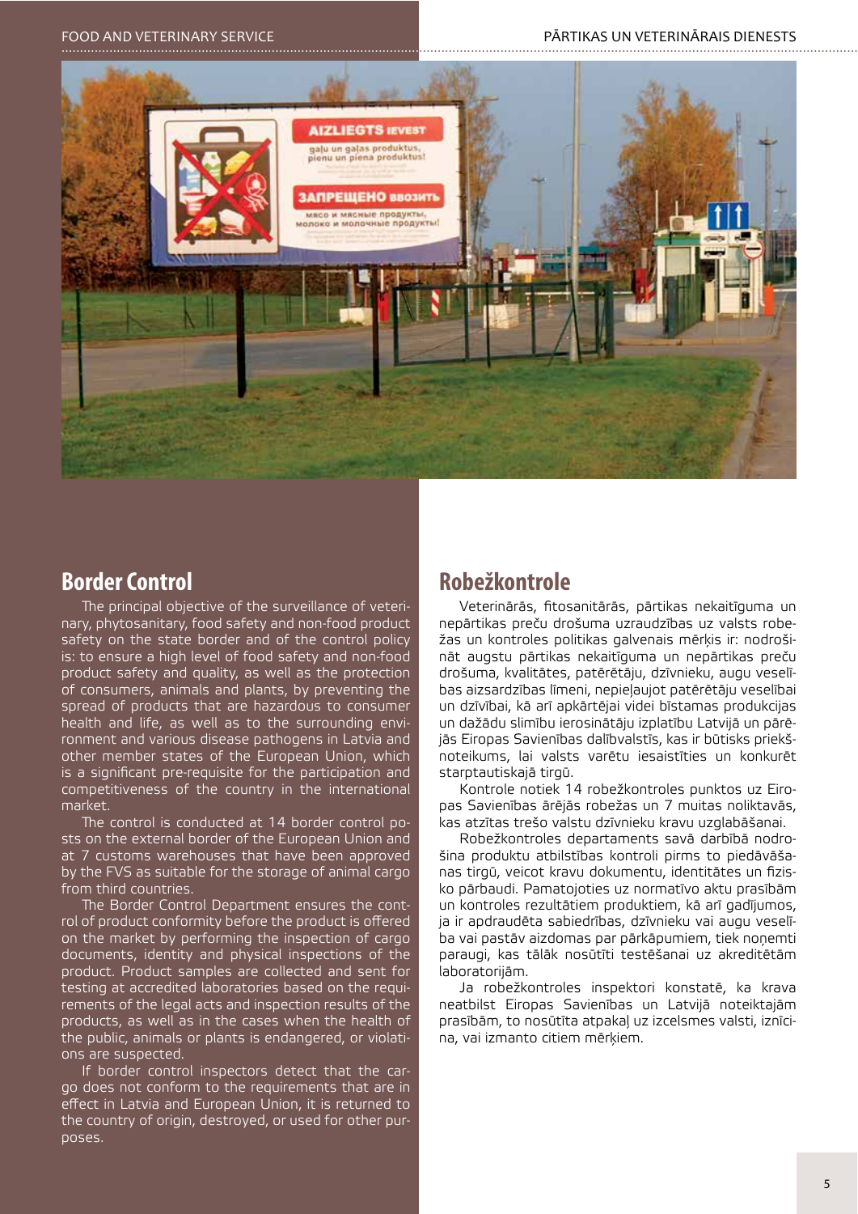## Border Control

The principal objective of the surveillance of veterinary, phytosanitary, food safety and non-food product safety on the state border and of the control policy is: to ensure a high level of food safety and non-food product safety and quality, as well as the protection of consumers, animals and plants, by preventing the spread of products that are hazardous to consumer health and life, as well as to the surrounding environment and various disease pathogens in Latvia and other member states of the European Union, which is a significant pre-requisite for the participation and competitiveness of the country in the international market.

The control is conducted at 14 border control posts on the external border of the European Union and at 7 customs warehouses that have been approved by the FVS as suitable for the storage of animal cargo from third countries.

The Border Control Department ensures the control of product conformity before the product is offered on the market by performing the inspection of cargo documents, identity and physical inspections of the product. Product samples are collected and sent for testing at accredited laboratories based on the requirements of the legal acts and inspection results of the products, as well as in the cases when the health of the public, animals or plants is endangered, or violations are suspected.

If border control inspectors detect that the cargo does not conform to the requirements that are in effect in Latvia and European Union, it is returned to the country of origin, destroyed, or used for other purposes.

## Robežkontrole

Veterinārās, fitosanitārās, pārtikas nekaitīguma un nepārtikas preču drošuma uzraudzības uz valsts robežas un kontroles politikas galvenais mērķis ir: nodrošināt augstu pārtikas nekaitīguma un nepārtikas preču drošuma, kvalitātes, patērētāju, dzīvnieku, augu veselības aizsardzības līmeni, nepieļaujot patērētāju veselībai un dzīvībai, kā arī apkārtējai videi bīstamas produkcijas un dažādu slimību ierosinātāju izplatību Latvijā un pārējās Eiropas Savienības dalībvalstīs, kas ir būtisks priekšnoteikums, lai valsts varētu iesaistīties un konkurēt starptautiskajā tirgū.

Kontrole notiek 14 robežkontroles punktos uz Eiropas Savienības ārējās robežas un 7 muitas noliktavās, kas atzītas trešo valstu dzīvnieku kravu uzglabāšanai.

Robežkontroles departaments savā darbībā nodrošina produktu atbilstības kontroli pirms to piedāvāšanas tirgū, veicot kravu dokumentu, identitātes un fizisko pārbaudi. Pamatojoties uz normatīvo aktu prasībām un kontroles rezultātiem produktiem, kā arī gadījumos, ja ir apdraudēta sabiedrības, dzīvnieku vai augu veselība vai pastāv aizdomas par pārkāpumiem, tiek noņemti paraugi, kas tālāk nosūtīti testēšanai uz akreditētām laboratorijām.

Ja robežkontroles inspektori konstatē, ka krava neatbilst Eiropas Savienības un Latvijā noteiktajām prasībām, to nosūtīta atpakaļ uz izcelsmes valsti, iznīcina, vai izmanto citiem mērķiem.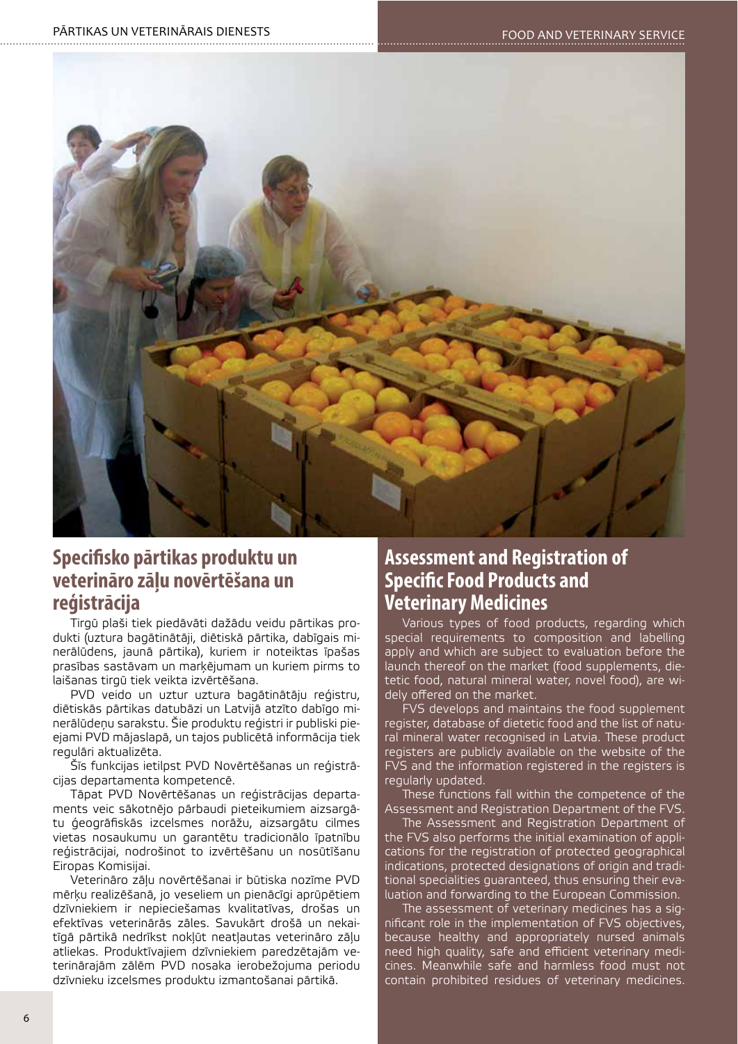## Specifisko pārtikas produktu un veterināro zāļu novērtēšana un reģistrācija

Tirgū plaši tiek piedāvāti dažādu veidu pārtikas produkti (uztura bagātinātāji, diētiskā pārtika, dabīgais minerālūdens, jaunā pārtika), kuriem ir noteiktas īpašas prasības sastāvam un marķējumam un kuriem pirms to laišanas tirgū tiek veikta izvērtēšana.

PVD veido un uztur uztura bagātinātāju reģistru, diētiskās pārtikas datubāzi un Latvijā atzīto dabīgo minerālūdeņu sarakstu. Šie produktu reģistri ir publiski pieejami PVD mājaslapā, un tajos publicētā informācija tiek regulāri aktualizēta.

Šīs funkcijas ietilpst PVD Novērtēšanas un reģistrācijas departamenta kompetencē.

Tāpat PVD Novērtēšanas un reģistrācijas departaments veic sākotnējo pārbaudi pieteikumiem aizsargātu ģeogrāfiskās izcelsmes norāžu, aizsargātu cilmes vietas nosaukumu un garantētu tradicionālo īpatnību reģistrācijai, nodrošinot to izvērtēšanu un nosūtīšanu Eiropas Komisijai.

Veterināro zāļu novērtēšanai ir būtiska nozīme PVD mērķu realizēšanā, jo veseliem un pienācīgi aprūpētiem dzīvniekiem ir nepieciešamas kvalitatīvas, drošas un efektīvas veterinārās zāles. Savukārt drošā un nekaitīgā pārtikā nedrīkst nokļūt neatļautas veterināro zāļu atliekas. Produktīvajiem dzīvniekiem paredzētajām veterinārajām zālēm PVD nosaka ierobežojuma periodu dzīvnieku izcelsmes produktu izmantošanai pārtikā.

## Assessment and Registration of Specific Food Products and Veterinary Medicines

Various types of food products, regarding which special requirements to composition and labelling apply and which are subject to evaluation before the launch thereof on the market (food supplements, dietetic food, natural mineral water, novel food), are widely offered on the market.

FVS develops and maintains the food supplement register, database of dietetic food and the list of natural mineral water recognised in Latvia. These product registers are publicly available on the website of the FVS and the information registered in the registers is regularly updated.

These functions fall within the competence of the Assessment and Registration Department of the FVS.

The Assessment and Registration Department of the FVS also performs the initial examination of applications for the registration of protected geographical indications, protected designations of origin and traditional specialities guaranteed, thus ensuring their evaluation and forwarding to the European Commission.

The assessment of veterinary medicines has a significant role in the implementation of FVS objectives, because healthy and appropriately nursed animals need high quality, safe and efficient veterinary medicines. Meanwhile safe and harmless food must not contain prohibited residues of veterinary medicines.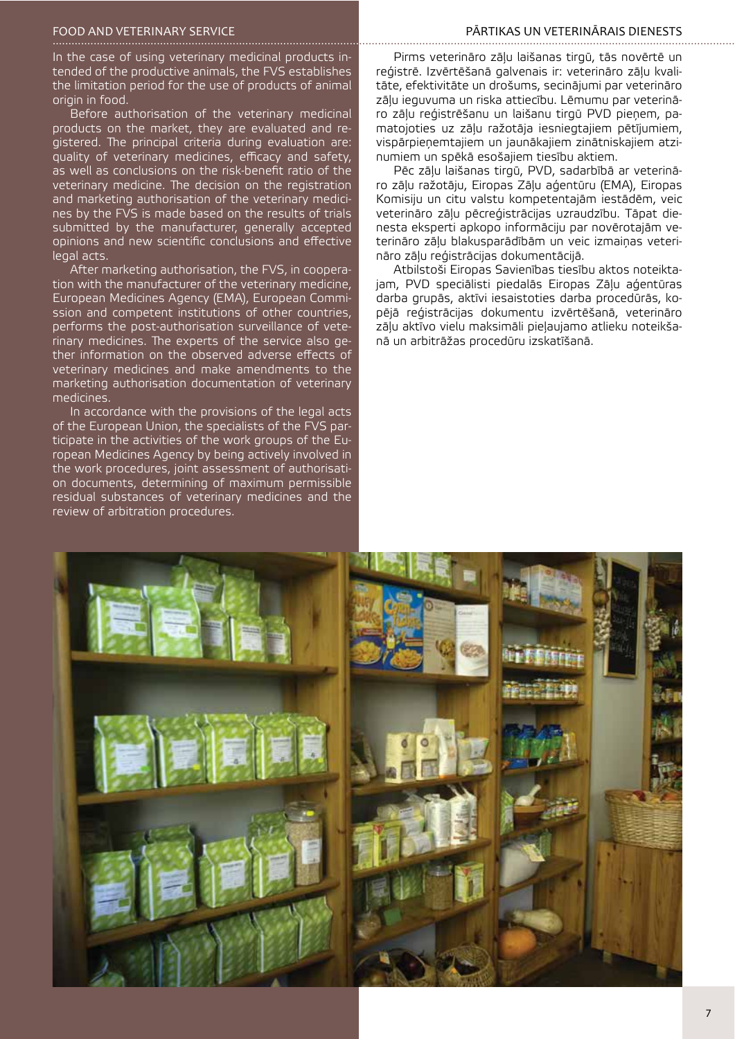In the case of using veterinary medicinal products intended of the productive animals, the FVS establishes the limitation period for the use of products of animal origin in food.

Before authorisation of the veterinary medicinal products on the market, they are evaluated and registered. The principal criteria during evaluation are: quality of veterinary medicines, efficacy and safety, as well as conclusions on the risk-benefit ratio of the veterinary medicine. The decision on the registration and marketing authorisation of the veterinary medicines by the FVS is made based on the results of trials submitted by the manufacturer, generally accepted opinions and new scientific conclusions and effective legal acts.

After marketing authorisation, the FVS, in cooperation with the manufacturer of the veterinary medicine, European Medicines Agency (EMA), European Commission and competent institutions of other countries, performs the post-authorisation surveillance of veterinary medicines. The experts of the service also gether information on the observed adverse effects of veterinary medicines and make amendments to the marketing authorisation documentation of veterinary medicines.

In accordance with the provisions of the legal acts of the European Union, the specialists of the FVS participate in the activities of the work groups of the European Medicines Agency by being actively involved in the work procedures, joint assessment of authorisation documents, determining of maximum permissible residual substances of veterinary medicines and the review of arbitration procedures.

Pirms veterināro zāļu laišanas tirgū, tās novērtē un reģistrē. Izvērtēšanā galvenais ir: veterināro zāļu kvalitāte, efektivitāte un drošums, secinājumi par veterināro zāļu ieguvuma un riska attiecību. Lēmumu par veterināro zāļu reģistrēšanu un laišanu tirgū PVD pieņem, pamatojoties uz zāļu ražotāja iesniegtajiem pētījumiem, vispārpieņemtajiem un jaunākajiem zinātniskajiem atzinumiem un spēkā esošajiem tiesību aktiem.

Pēc zāļu laišanas tirgū, PVD, sadarbībā ar veterināro zāļu ražotāju, Eiropas Zāļu aģentūru (EMA), Eiropas Komisiju un citu valstu kompetentajām iestādēm, veic veterināro zāļu pēcreģistrācijas uzraudzību. Tāpat dienesta eksperti apkopo informāciju par novērotajām veterināro zāļu blakusparādībām un veic izmaiņas veterināro zāļu reģistrācijas dokumentācijā.

Atbilstoši Eiropas Savienības tiesību aktos noteiktajam, PVD speciālisti piedalās Eiropas Zāļu aģentūras darba grupās, aktīvi iesaistoties darba procedūrās, kopējā reģistrācijas dokumentu izvērtēšanā, veterināro zāļu aktīvo vielu maksimāli pieļaujamo atlieku noteikšanā un arbitrāžas procedūru izskatīšanā.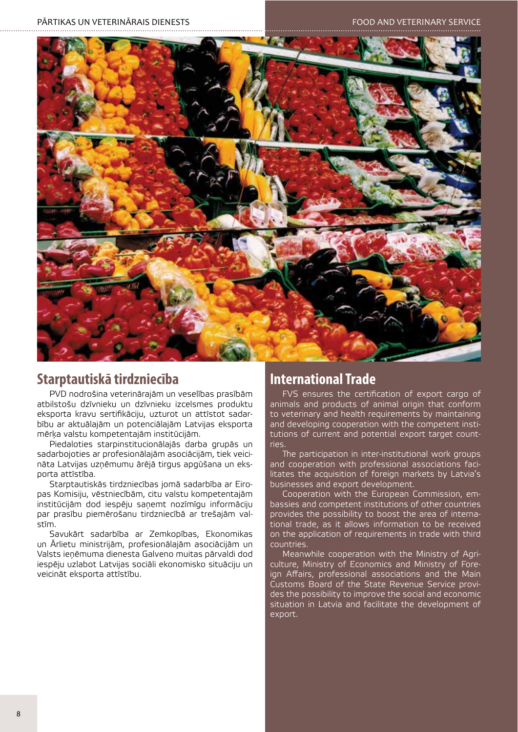## Starptautiskā tirdzniecība

PVD nodrošina veterinārajām un veselības prasībām atbilstošu dzīvnieku un dzīvnieku izcelsmes produktu eksporta kravu sertifikāciju, uzturot un attīstot sadarbību ar aktuālajām un potenciālajām Latvijas eksporta mērķa valstu kompetentajām institūcijām.

Piedaloties starpinstitucionālajās darba grupās un sadarbojoties ar profesionālajām asociācijām, tiek veicināta Latvijas uzņēmumu ārējā tirgus apgūšana un eksporta attīstība.

Starptautiskās tirdzniecības jomā sadarbība ar Eiropas Komisiju, vēstniecībām, citu valstu kompetentajām institūcijām dod iespēju saņemt nozīmīgu informāciju par prasību piemērošanu tirdzniecībā ar trešajām valstīm.

Savukārt sadarbība ar Zemkopības, Ekonomikas un Ārlietu ministrijām, profesionālajām asociācijām un Valsts ieņēmuma dienesta Galveno muitas pārvaldi dod iespēju uzlabot Latvijas sociāli ekonomisko situāciju un veicināt eksporta attīstību.

## International Trade

FVS ensures the certification of export cargo of animals and products of animal origin that conform to veterinary and health requirements by maintaining and developing cooperation with the competent institutions of current and potential export target countries.

The participation in inter-institutional work groups and cooperation with professional associations facilitates the acquisition of foreign markets by Latvia's businesses and export development.

Cooperation with the European Commission, embassies and competent institutions of other countries provides the possibility to boost the area of international trade, as it allows information to be received on the application of requirements in trade with third countries.

Meanwhile cooperation with the Ministry of Agriculture, Ministry of Economics and Ministry of Foreign Affairs, professional associations and the Main Customs Board of the State Revenue Service provides the possibility to improve the social and economic situation in Latvia and facilitate the development of export.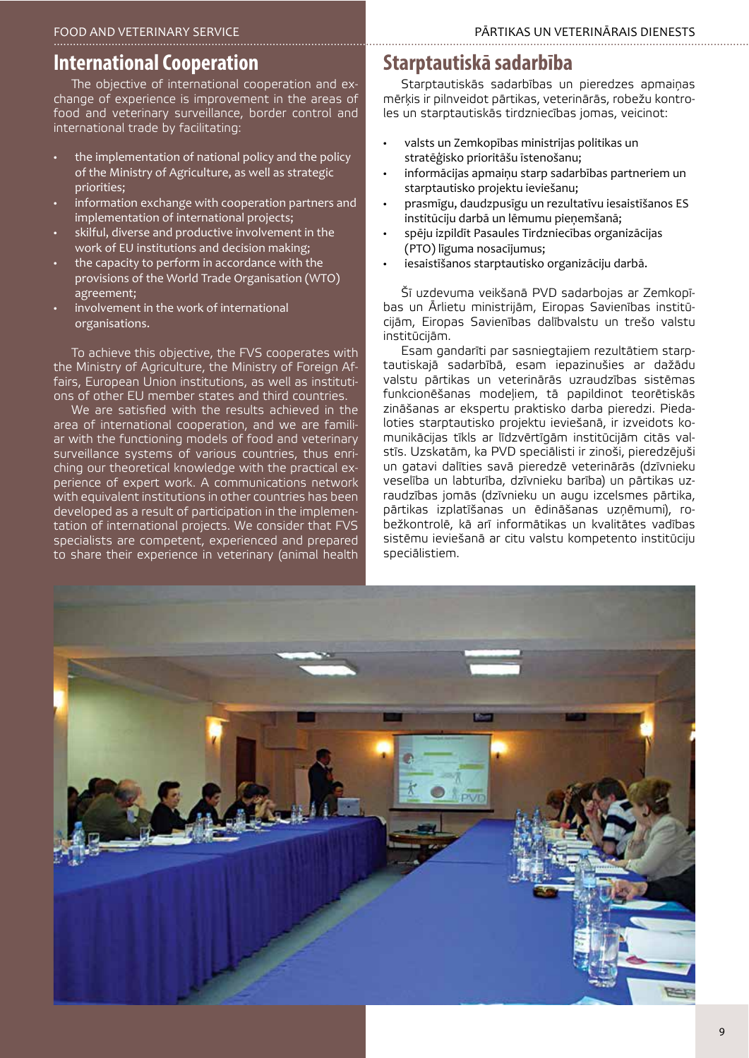## International Cooperation

The objective of international cooperation and exchange of experience is improvement in the areas of food and veterinary surveillance, border control and international trade by facilitating:

- the implementation of national policy and the policy of the Ministry of Agriculture, as well as strategic priorities;
- information exchange with cooperation partners and implementation of international projects;
- skilful, diverse and productive involvement in the work of EU institutions and decision making;
- the capacity to perform in accordance with the provisions of the World Trade Organisation (WTO) agreement;
- involvement in the work of international organisations.

To achieve this objective, the FVS cooperates with the Ministry of Agriculture, the Ministry of Foreign Affairs, European Union institutions, as well as institutions of other EU member states and third countries.

We are satisfied with the results achieved in the area of international cooperation, and we are familiar with the functioning models of food and veterinary surveillance systems of various countries, thus enriching our theoretical knowledge with the practical experience of expert work. A communications network with equivalent institutions in other countries has been developed as a result of participation in the implementation of international projects. We consider that FVS specialists are competent, experienced and prepared to share their experience in veterinary (animal health

## Starptautiskā sadarbība

Starptautiskās sadarbības un pieredzes apmaiņas mērķis ir pilnveidot pārtikas, veterinārās, robežu kontroles un starptautiskās tirdzniecības jomas, veicinot:

- valsts un Zemkopības ministrijas politikas un stratēģisko prioritāšu īstenošanu;
- informācijas apmaiņu starp sadarbības partneriem un starptautisko projektu ieviešanu;
- prasmīgu, daudzpusīgu un rezultatīvu iesaistīšanos ES institūciju darbā un lēmumu pieņemšanā;
- spēju izpildīt Pasaules Tirdzniecības organizācijas (PTO) līguma nosacījumus;
- iesaistīšanos starptautisko organizāciju darbā.

Šī uzdevuma veikšanā PVD sadarbojas ar Zemkopības un Ārlietu ministrijām, Eiropas Savienības institūcijām, Eiropas Savienības dalībvalstu un trešo valstu institūcijām.

Esam gandarīti par sasniegtajiem rezultātiem starptautiskajā sadarbībā, esam iepazinušies ar dažādu valstu pārtikas un veterinārās uzraudzības sistēmas funkcionēšanas modeļiem, tā papildinot teorētiskās zināšanas ar ekspertu praktisko darba pieredzi. Piedaloties starptautisko projektu ieviešanā, ir izveidots komunikācijas tīkls ar līdzvērtīgām institūcijām citās valstīs. Uzskatām, ka PVD speciālisti ir zinoši, pieredzējuši un gatavi dalīties savā pieredzē veterinārās (dzīvnieku veselība un labturība, dzīvnieku barība) un pārtikas uzraudzības jomās (dzīvnieku un augu izcelsmes pārtika, pārtikas izplatīšanas un ēdināšanas uzņēmumi), robežkontrolē, kā arī informātikas un kvalitātes vadības sistēmu ieviešanā ar citu valstu kompetento institūciju speciālistiem.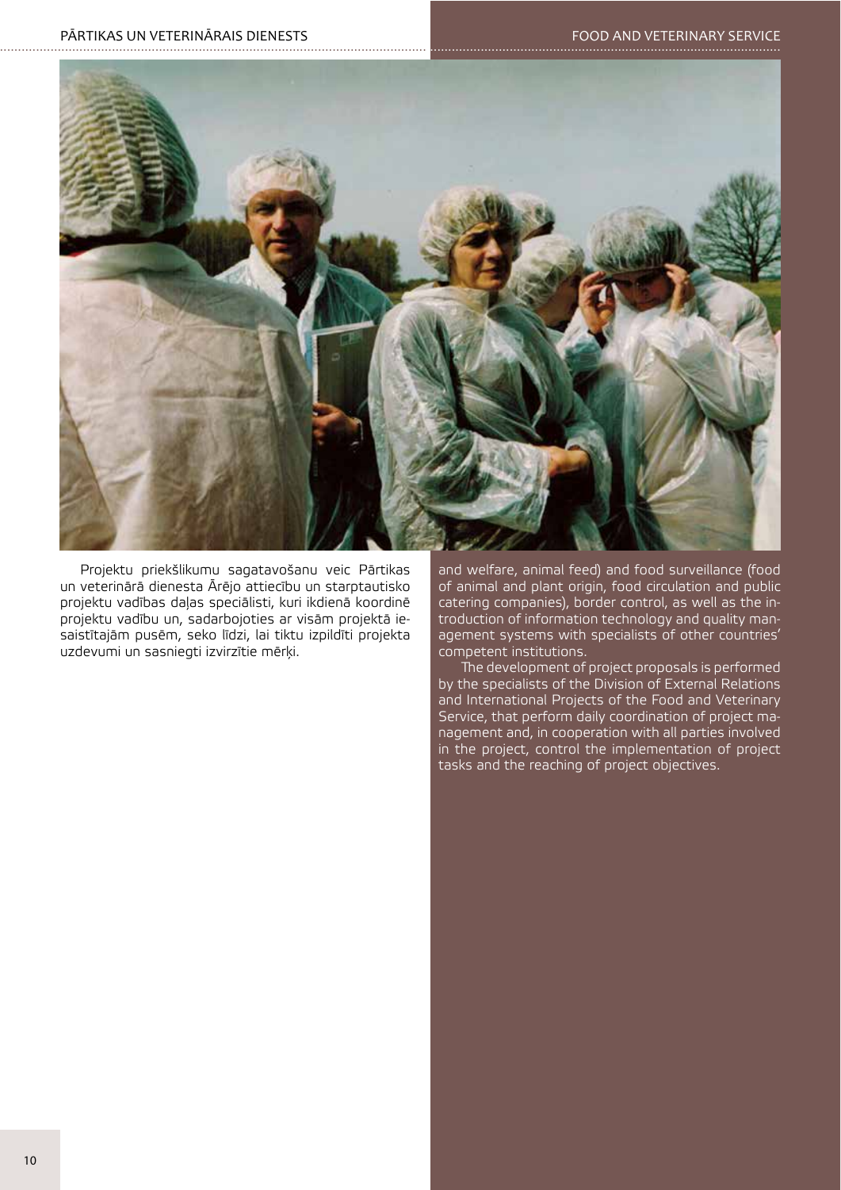Projektu priekšlikumu sagatavošanu veic Pārtikas un veterinārā dienesta Ārējo attiecību un starptautisko projektu vadības daļas speciālisti, kuri ikdienā koordinē projektu vadību un, sadarbojoties ar visām projektā iesaistītajām pusēm, seko līdzi, lai tiktu izpildīti projekta uzdevumi un sasniegti izvirzītie mērķi.

and welfare, animal feed) and food surveillance (food of animal and plant origin, food circulation and public catering companies), border control, as well as the introduction of information technology and quality management systems with specialists of other countries' competent institutions.

The development of project proposals is performed by the specialists of the Division of External Relations and International Projects of the Food and Veterinary Service, that perform daily coordination of project management and, in cooperation with all parties involved in the project, control the implementation of project tasks and the reaching of project objectives.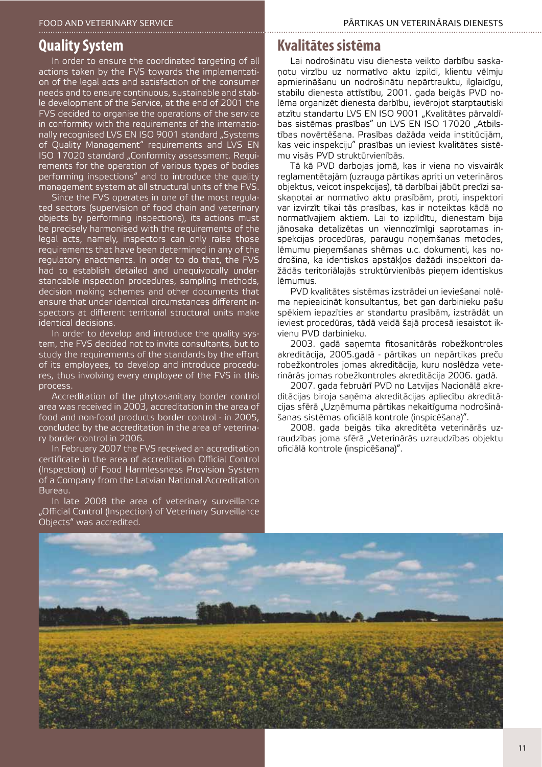## Quality System

In order to ensure the coordinated targeting of all actions taken by the FVS towards the implementation of the legal acts and satisfaction of the consumer needs and to ensure continuous, sustainable and stable development of the Service, at the end of 2001 the FVS decided to organise the operations of the service in conformity with the requirements of the internationally recognised LVS EN ISO 9001 standard „Systems of Quality Management" requirements and LVS EN ISO 17020 standard „Conformity assessment. Requirements for the operation of various types of bodies performing inspections" and to introduce the quality management system at all structural units of the FVS.

Since the FVS operates in one of the most regulated sectors (supervision of food chain and veterinary objects by performing inspections), its actions must be precisely harmonised with the requirements of the legal acts, namely, inspectors can only raise those requirements that have been determined in any of the regulatory enactments. In order to do that, the FVS had to establish detailed and unequivocally understandable inspection procedures, sampling methods, decision making schemes and other documents that ensure that under identical circumstances different inspectors at different territorial structural units make identical decisions.

In order to develop and introduce the quality system, the FVS decided not to invite consultants, but to study the requirements of the standards by the effort of its employees, to develop and introduce procedures, thus involving every employee of the FVS in this process.

Accreditation of the phytosanitary border control area was received in 2003, accreditation in the area of food and non-food products border control - in 2005, concluded by the accreditation in the area of veterinary border control in 2006.

In February 2007 the FVS received an accreditation certificate in the area of accreditation Official Control (Inspection) of Food Harmlessness Provision System of a Company from the Latvian National Accreditation Bureau.

In late 2008 the area of veterinary surveillance „Official Control (Inspection) of Veterinary Surveillance Objects" was accredited.

## Kvalitātes sistēma

Lai nodrošinātu visu dienesta veikto darbību saskaņotu virzību uz normatīvo aktu izpildi, klientu vēlmju apmierināšanu un nodrošinātu nepārtrauktu, ilglaicīgu, stabilu dienesta attīstību, 2001. gada beigās PVD nolēma organizēt dienesta darbību, ievērojot starptautiski atzītu standartu LVS EN ISO 9001 „Kvalitātes pārvaldības sistēmas prasības" un LVS EN ISO 17020 „Atbilstības novērtēšana. Prasības dažāda veida institūcijām, kas veic inspekciju" prasības un ieviest kvalitātes sistēmu visās PVD struktūrvienībās.

Tā kā PVD darbojas jomā, kas ir viena no visvairāk reglamentētajām (uzrauga pārtikas apriti un veterināros objektus, veicot inspekcijas), tā darbībai jābūt precīzi saskaņotai ar normatīvo aktu prasībām, proti, inspektori var izvirzīt tikai tās prasības, kas ir noteiktas kādā no normatīvajiem aktiem. Lai to izpildītu, dienestam bija jānosaka detalizētas un viennozīmīgi saprotamas inspekcijas procedūras, paraugu noņemšanas metodes, lēmumu pieņemšanas shēmas u.c. dokumenti, kas nodrošina, ka identiskos apstākļos dažādi inspektori dažādās teritoriālajās struktūrvienībās pieņem identiskus lēmumus.

PVD kvalitātes sistēmas izstrādei un ieviešanai nolēma nepieaicināt konsultantus, bet gan darbinieku pašu spēkiem iepazīties ar standartu prasībām, izstrādāt un ieviest procedūras, tādā veidā šajā procesā iesaistot ikvienu PVD darbinieku.

2003. gadā saņemta fitosanitārās robežkontroles akreditācija, 2005.gadā - pārtikas un nepārtikas preču robežkontroles jomas akreditācija, kuru noslēdza veterinārās jomas robežkontroles akreditācija 2006. gadā.

2007. gada februārī PVD no Latvijas Nacionālā akreditācijas biroja saņēma akreditācijas apliecību akreditācijas sfērā „Uzņēmuma pārtikas nekaitīguma nodrošināšanas sistēmas oficiālā kontrole (inspicēšana)".

2008. gada beigās tika akreditēta veterinārās uzraudzības joma sfērā „Veterinārās uzraudzības objektu oficiālā kontrole (inspicēšana)".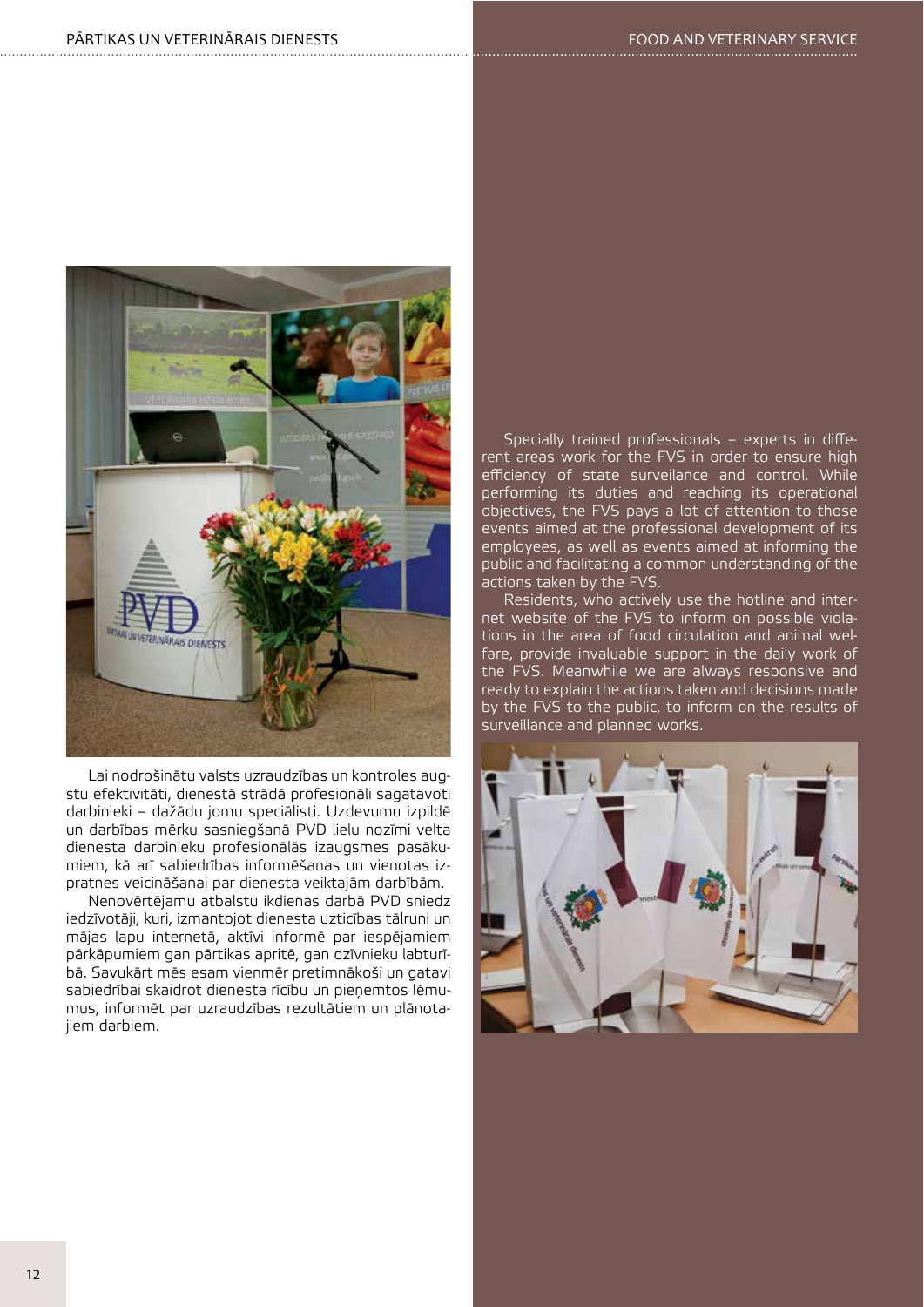Lai nodrošinātu valsts uzraudzības un kontroles augstu efektivitāti, dienestā strādā profesionāli sagatavoti darbinieki – dažādu jomu speciālisti. Uzdevumu izpildē un darbības mērķu sasniegšanā PVD lielu nozīmi velta dienesta darbinieku profesionālās izaugsmes pasākumiem, kā arī sabiedrības informēšanas un vienotas izpratnes veicināšanai par dienesta veiktajām darbībām.

Nenovērtējamu atbalstu ikdienas darbā PVD sniedz iedzīvotāji, kuri, izmantojot dienesta uzticības tālruni un mājas lapu internetā, aktīvi informē par iespējamiem pārkāpumiem gan pārtikas apritē, gan dzīvnieku labturībā. Savukārt mēs esam vienmēr pretimnākoši un gatavi sabiedrībai skaidrot dienesta rīcību un pieņemtos lēmumus, informēt par uzraudzības rezultātiem un plānotajiem darbiem.

Specially trained professionals – experts in different areas work for the FVS in order to ensure high efficiency of state surveilance and control. While performing its duties and reaching its operational objectives, the FVS pays a lot of attention to those events aimed at the professional development of its employees, as well as events aimed at informing the public and facilitating a common understanding of the actions taken by the FVS.

Residents, who actively use the hotline and internet website of the FVS to inform on possible violations in the area of food circulation and animal welfare, provide invaluable support in the daily work of the FVS. Meanwhile we are always responsive and ready to explain the actions taken and decisions made by the FVS to the public, to inform on the results of surveillance and planned works.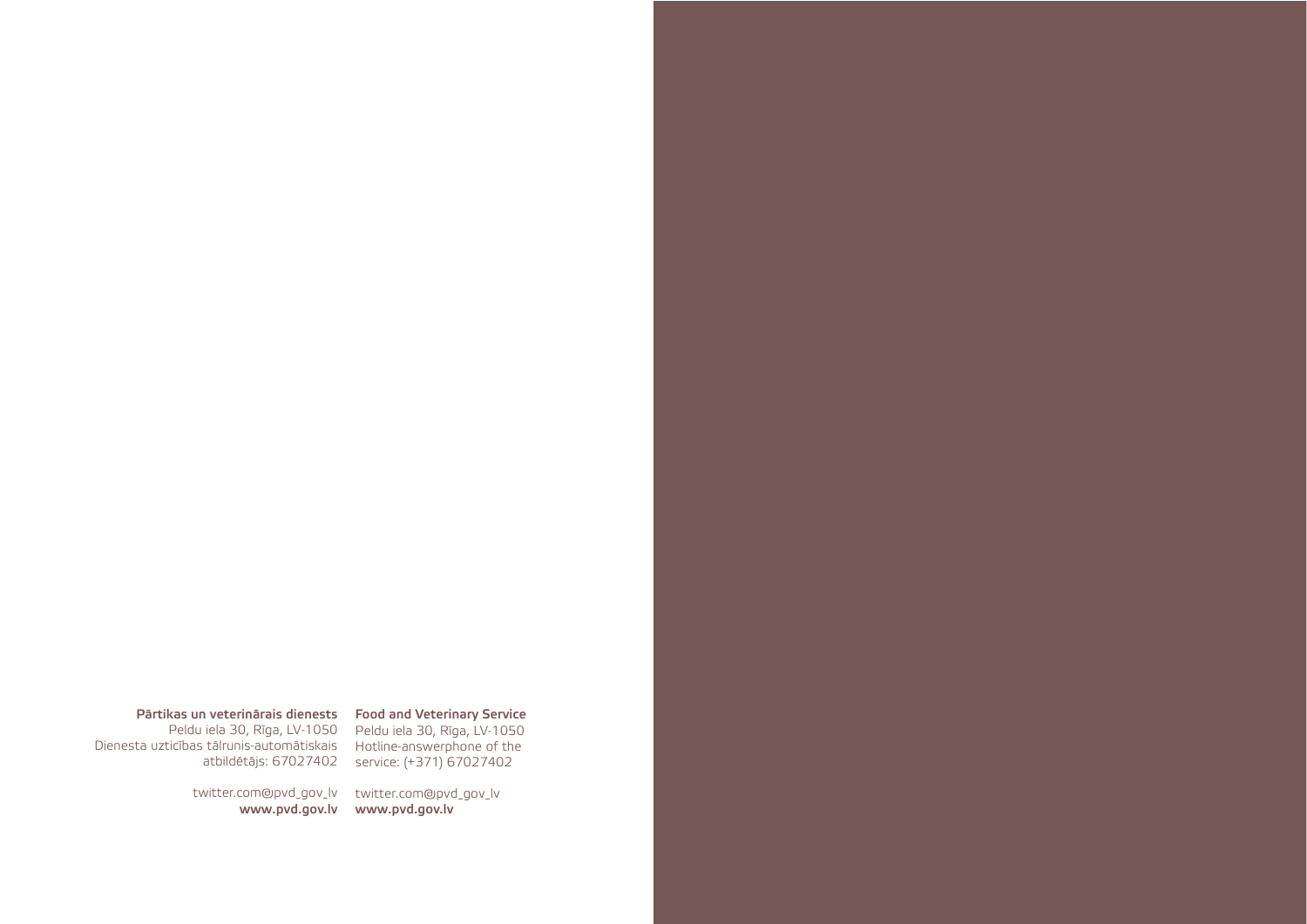**Pārtikas un veterinārais dienests**
Peldu iela 30, Rīga, LV-1050
Dienesta uzticības tālrunis-automātiskais atbildētājs: 67027402

twitter.com@pvd_gov_lv
**www.pvd.gov.lv**

**Food and Veterinary Service**
Peldu iela 30, Rīga, LV-1050
Hotline-answerphone of the service: (+371) 67027402

twitter.com@pvd_gov_lv
**www.pvd.gov.lv**